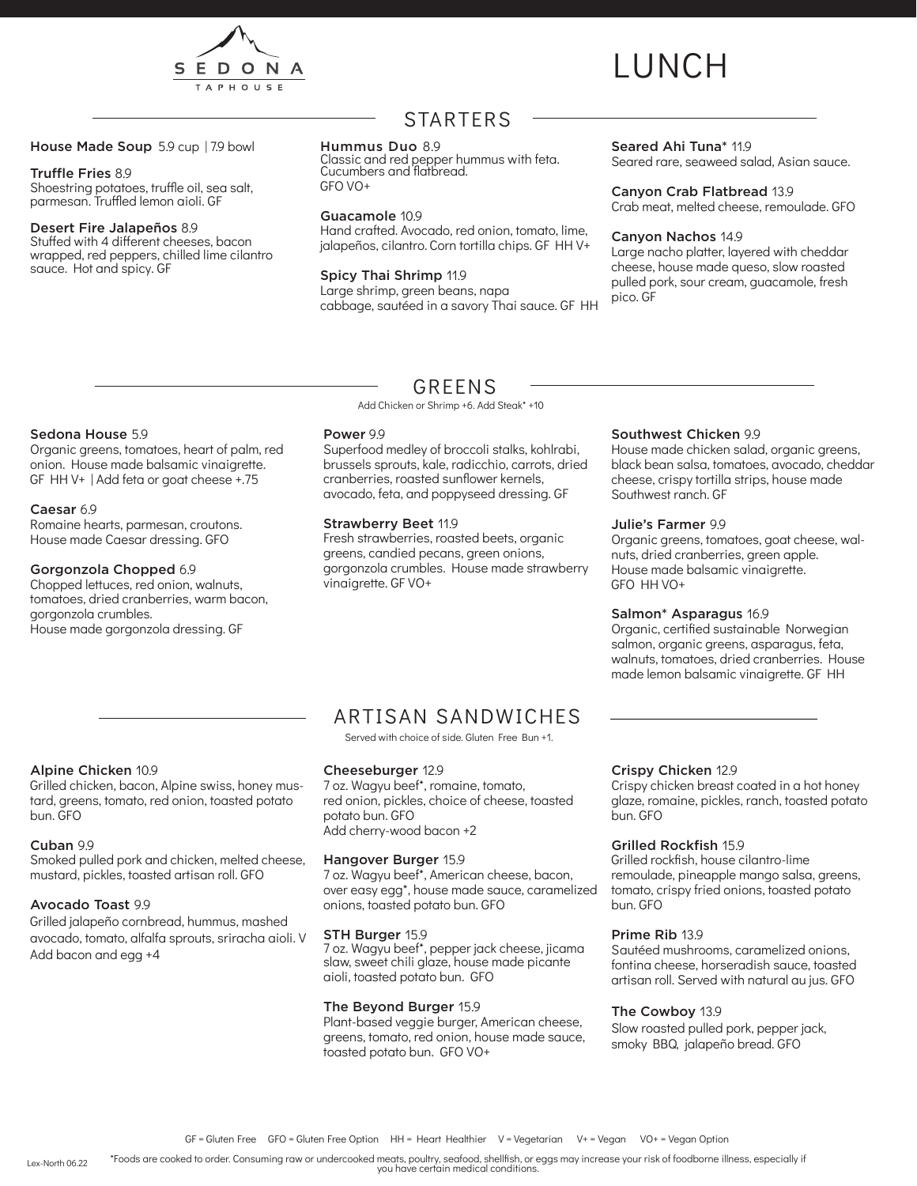SEDONA
TAPHOUSE

# LUNCH

## STARTERS

**House Made Soup** 5.9 cup | 7.9 bowl

**Truffle Fries** 8.9
Shoestring potatoes, truffle oil, sea salt, parmesan. Truffled lemon aioli. GF

**Desert Fire Jalapeños** 8.9
Stuffed with 4 different cheeses, bacon wrapped, red peppers, chilled lime cilantro sauce. Hot and spicy. GF

**Hummus Duo** 8.9
Classic and red pepper hummus with feta. Cucumbers and flatbread.
GFO VO+

**Guacamole** 10.9
Hand crafted. Avocado, red onion, tomato, lime, jalapeños, cilantro. Corn tortilla chips. GF HH V+

**Spicy Thai Shrimp** 11.9
Large shrimp, green beans, napa cabbage, sautéed in a savory Thai sauce. GF HH

**Seared Ahi Tuna*** 11.9
Seared rare, seaweed salad, Asian sauce.

**Canyon Crab Flatbread** 13.9
Crab meat, melted cheese, remoulade. GFO

**Canyon Nachos** 14.9
Large nacho platter, layered with cheddar cheese, house made queso, slow roasted pulled pork, sour cream, guacamole, fresh pico. GF

## GREENS

Add Chicken or Shrimp +6. Add Steak* +10

**Sedona House** 5.9
Organic greens, tomatoes, heart of palm, red onion. House made balsamic vinaigrette.
GF HH V+ | Add feta or goat cheese +.75

**Caesar** 6.9
Romaine hearts, parmesan, croutons.
House made Caesar dressing. GFO

**Gorgonzola Chopped** 6.9
Chopped lettuces, red onion, walnuts, tomatoes, dried cranberries, warm bacon, gorgonzola crumbles.
House made gorgonzola dressing. GF

**Power** 9.9
Superfood medley of broccoli stalks, kohlrabi, brussels sprouts, kale, radicchio, carrots, dried cranberries, roasted sunflower kernels, avocado, feta, and poppyseed dressing. GF

**Strawberry Beet** 11.9
Fresh strawberries, roasted beets, organic greens, candied pecans, green onions, gorgonzola crumbles. House made strawberry vinaigrette. GF VO+

**Southwest Chicken** 9.9
House made chicken salad, organic greens, black bean salsa, tomatoes, avocado, cheddar cheese, crispy tortilla strips, house made Southwest ranch. GF

**Julie's Farmer** 9.9
Organic greens, tomatoes, goat cheese, walnuts, dried cranberries, green apple.
House made balsamic vinaigrette.
GFO HH VO+

**Salmon* Asparagus** 16.9
Organic, certified sustainable Norwegian salmon, organic greens, asparagus, feta, walnuts, tomatoes, dried cranberries. House made lemon balsamic vinaigrette. GF HH

## ARTISAN SANDWICHES

Served with choice of side. Gluten Free Bun +1.

**Alpine Chicken** 10.9
Grilled chicken, bacon, Alpine swiss, honey mustard, greens, tomato, red onion, toasted potato bun. GFO

**Cuban** 9.9
Smoked pulled pork and chicken, melted cheese, mustard, pickles, toasted artisan roll. GFO

**Avocado Toast** 9.9
Grilled jalapeño cornbread, hummus, mashed avocado, tomato, alfalfa sprouts, sriracha aioli. V
Add bacon and egg +4

**Cheeseburger** 12.9
7 oz. Wagyu beef*, romaine, tomato, red onion, pickles, choice of cheese, toasted potato bun. GFO
Add cherry-wood bacon +2

**Hangover Burger** 15.9
7 oz. Wagyu beef*, American cheese, bacon, over easy egg*, house made sauce, caramelized onions, toasted potato bun. GFO

**STH Burger** 15.9
7 oz. Wagyu beef*, pepper jack cheese, jicama slaw, sweet chili glaze, house made picante aioli, toasted potato bun. GFO

**The Beyond Burger** 15.9
Plant-based veggie burger, American cheese, greens, tomato, red onion, house made sauce, toasted potato bun. GFO VO+

**Crispy Chicken** 12.9
Crispy chicken breast coated in a hot honey glaze, romaine, pickles, ranch, toasted potato bun. GFO

**Grilled Rockfish** 15.9
Grilled rockfish, house cilantro-lime remoulade, pineapple mango salsa, greens, tomato, crispy fried onions, toasted potato bun. GFO

**Prime Rib** 13.9
Sautéed mushrooms, caramelized onions, fontina cheese, horseradish sauce, toasted artisan roll. Served with natural au jus. GFO

**The Cowboy** 13.9
Slow roasted pulled pork, pepper jack, smoky BBQ, jalapeño bread. GFO

GF = Gluten Free GFO = Gluten Free Option HH = Heart Healthier V = Vegetarian V+ = Vegan VO+ = Vegan Option

Lex-North 06.22

*Foods are cooked to order. Consuming raw or undercooked meats, poultry, seafood, shellfish, or eggs may increase your risk of foodborne illness, especially if you have certain medical conditions.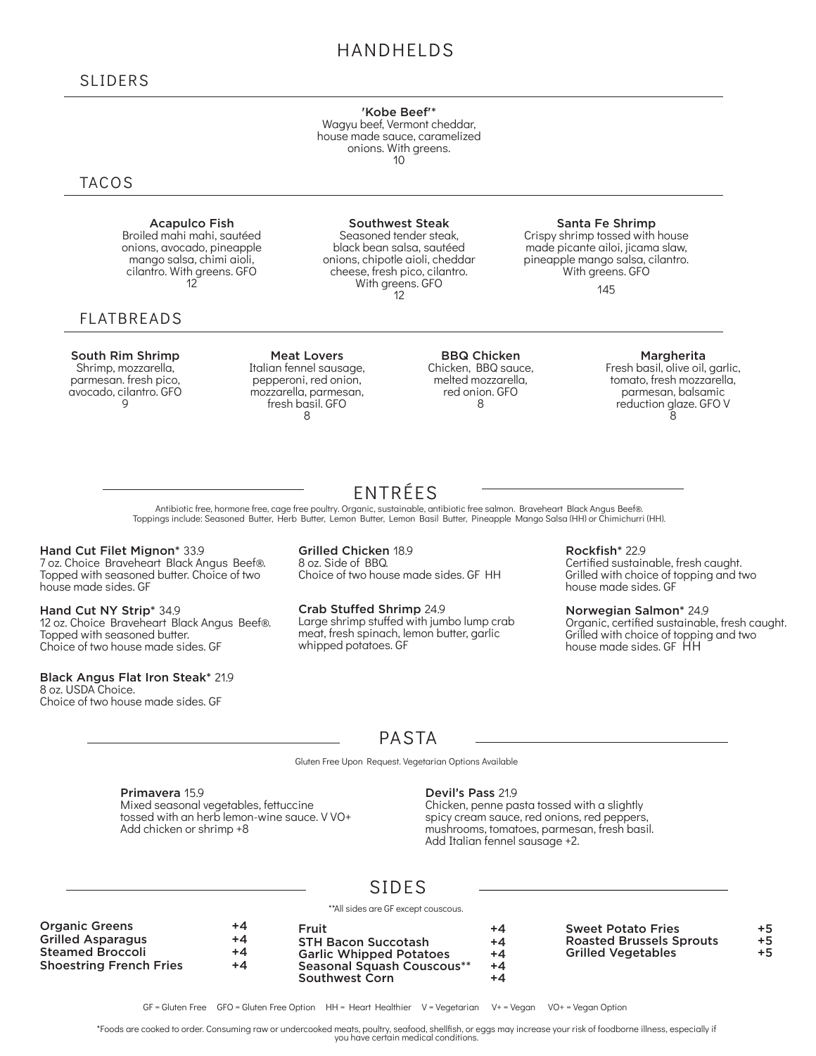# HANDHELDS

## SLIDERS

**'Kobe Beef'***
Wagyu beef, Vermont cheddar, house made sauce, caramelized onions. With greens.
10

## TACOS

**Acapulco Fish**
Broiled mahi mahi, sautéed onions, avocado, pineapple mango salsa, chimi aioli, cilantro. With greens. GFO
12

**Southwest Steak**
Seasoned tender steak, black bean salsa, sautéed onions, chipotle aioli, cheddar cheese, fresh pico, cilantro. With greens. GFO
12

**Santa Fe Shrimp**
Crispy shrimp tossed with house made picante ailoi, jicama slaw, pineapple mango salsa, cilantro. With greens. GFO
145

## FLATBREADS

**South Rim Shrimp**
Shrimp, mozzarella, parmesan. fresh pico, avocado, cilantro. GFO
9

**Meat Lovers**
Italian fennel sausage, pepperoni, red onion, mozzarella, parmesan, fresh basil. GFO
8

**BBQ Chicken**
Chicken, BBQ sauce, melted mozzarella, red onion. GFO
8

**Margherita**
Fresh basil, olive oil, garlic, tomato, fresh mozzarella, parmesan, balsamic reduction glaze. GFO V
8

# ENTRÉES

Antibiotic free, hormone free, cage free poultry. Organic, sustainable, antibiotic free salmon. Braveheart Black Angus Beef®.
Toppings include: Seasoned Butter, Herb Butter, Lemon Butter, Lemon Basil Butter, Pineapple Mango Salsa (HH) or Chimichurri (HH).

**Hand Cut Filet Mignon*** 33.9
7 oz. Choice Braveheart Black Angus Beef®. Topped with seasoned butter. Choice of two house made sides. GF

**Hand Cut NY Strip*** 34.9
12 oz. Choice Braveheart Black Angus Beef®. Topped with seasoned butter. Choice of two house made sides. GF

**Black Angus Flat Iron Steak*** 21.9
8 oz. USDA Choice. Choice of two house made sides. GF

**Grilled Chicken** 18.9
8 oz. Side of BBQ. Choice of two house made sides. GF HH

**Crab Stuffed Shrimp** 24.9
Large shrimp stuffed with jumbo lump crab meat, fresh spinach, lemon butter, garlic whipped potatoes. GF

**Rockfish*** 22.9
Certified sustainable, fresh caught. Grilled with choice of topping and two house made sides. GF

**Norwegian Salmon*** 24.9
Organic, certified sustainable, fresh caught. Grilled with choice of topping and two house made sides. GF HH

# PASTA

Gluten Free Upon Request. Vegetarian Options Available

**Primavera** 15.9
Mixed seasonal vegetables, fettuccine tossed with an herb lemon-wine sauce. V VO+
Add chicken or shrimp +8

**Devil's Pass** 21.9
Chicken, penne pasta tossed with a slightly spicy cream sauce, red onions, red peppers, mushrooms, tomatoes, parmesan, fresh basil.
Add Italian fennel sausage +2.

# SIDES

**All sides are GF except couscous.

| Side | Price |
|---|---|
| Organic Greens | +4 |
| Grilled Asparagus | +4 |
| Steamed Broccoli | +4 |
| Shoestring French Fries | +4 |
| Fruit | +4 |
| STH Bacon Succotash | +4 |
| Garlic Whipped Potatoes | +4 |
| Seasonal Squash Couscous** | +4 |
| Southwest Corn | +4 |
| Sweet Potato Fries | +5 |
| Roasted Brussels Sprouts | +5 |
| Grilled Vegetables | +5 |

GF = Gluten Free GFO = Gluten Free Option HH = Heart Healthier V = Vegetarian V+ = Vegan VO+ = Vegan Option

*Foods are cooked to order. Consuming raw or undercooked meats, poultry, seafood, shellfish, or eggs may increase your risk of foodborne illness, especially if you have certain medical conditions.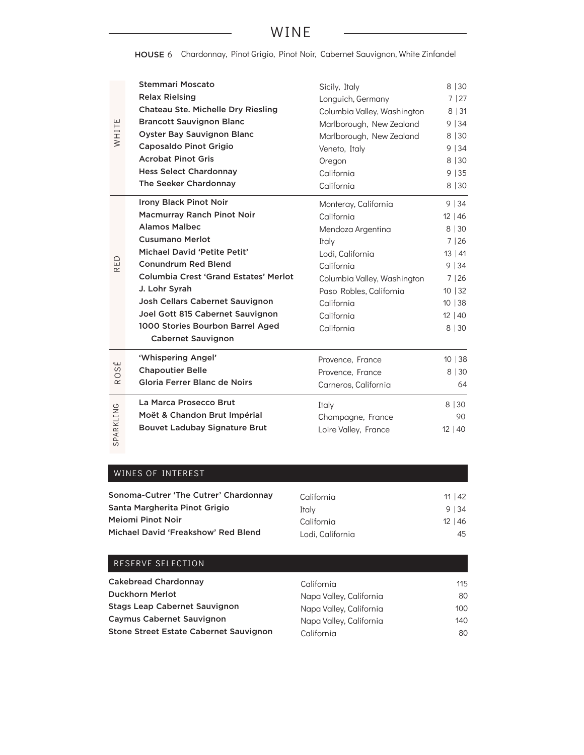# WINE

**HOUSE** 6 Chardonnay, Pinot Grigio, Pinot Noir, Cabernet Sauvignon, White Zinfandel

## WHITE

| Wine | Region | Price |
|---|---|---|
| **Stemmari Moscato** | Sicily, Italy | 8 \| 30 |
| **Relax Rielsing** | Longuich, Germany | 7 \| 27 |
| **Chateau Ste. Michelle Dry Riesling** | Columbia Valley, Washington | 8 \| 31 |
| **Brancott Sauvignon Blanc** | Marlborough, New Zealand | 9 \| 34 |
| **Oyster Bay Sauvignon Blanc** | Marlborough, New Zealand | 8 \| 30 |
| **Caposaldo Pinot Grigio** | Veneto, Italy | 9 \| 34 |
| **Acrobat Pinot Gris** | Oregon | 8 \| 30 |
| **Hess Select Chardonnay** | California | 9 \| 35 |
| **The Seeker Chardonnay** | California | 8 \| 30 |

## RED

| Wine | Region | Price |
|---|---|---|
| **Irony Black Pinot Noir** | Monteray, California | 9 \| 34 |
| **Macmurray Ranch Pinot Noir** | California | 12 \| 46 |
| **Alamos Malbec** | Mendoza Argentina | 8 \| 30 |
| **Cusumano Merlot** | Italy | 7 \| 26 |
| **Michael David 'Petite Petit'** | Lodi, California | 13 \| 41 |
| **Conundrum Red Blend** | California | 9 \| 34 |
| **Columbia Crest 'Grand Estates' Merlot** | Columbia Valley, Washington | 7 \| 26 |
| **J. Lohr Syrah** | Paso Robles, California | 10 \| 32 |
| **Josh Cellars Cabernet Sauvignon** | California | 10 \| 38 |
| **Joel Gott 815 Cabernet Sauvignon** | California | 12 \| 40 |
| **1000 Stories Bourbon Barrel Aged Cabernet Sauvignon** | California | 8 \| 30 |

## ROSÉ

| Wine | Region | Price |
|---|---|---|
| **'Whispering Angel'** | Provence, France | 10 \| 38 |
| **Chapoutier Belle** | Provence, France | 8 \| 30 |
| **Gloria Ferrer Blanc de Noirs** | Carneros, California | 64 |

## SPARKLING

| Wine | Region | Price |
|---|---|---|
| **La Marca Prosecco Brut** | Italy | 8 \| 30 |
| **Moët & Chandon Brut Impérial** | Champagne, France | 90 |
| **Bouvet Ladubay Signature Brut** | Loire Valley, France | 12 \| 40 |

## WINES OF INTEREST

| Wine | Region | Price |
|---|---|---|
| **Sonoma-Cutrer 'The Cutrer' Chardonnay** | California | 11 \| 42 |
| **Santa Margherita Pinot Grigio** | Italy | 9 \| 34 |
| **Meiomi Pinot Noir** | California | 12 \| 46 |
| **Michael David 'Freakshow' Red Blend** | Lodi, California | 45 |

## RESERVE SELECTION

| Wine | Region | Price |
|---|---|---|
| **Cakebread Chardonnay** | California | 115 |
| **Duckhorn Merlot** | Napa Valley, California | 80 |
| **Stags Leap Cabernet Sauvignon** | Napa Valley, California | 100 |
| **Caymus Cabernet Sauvignon** | Napa Valley, California | 140 |
| **Stone Street Estate Cabernet Sauvignon** | California | 80 |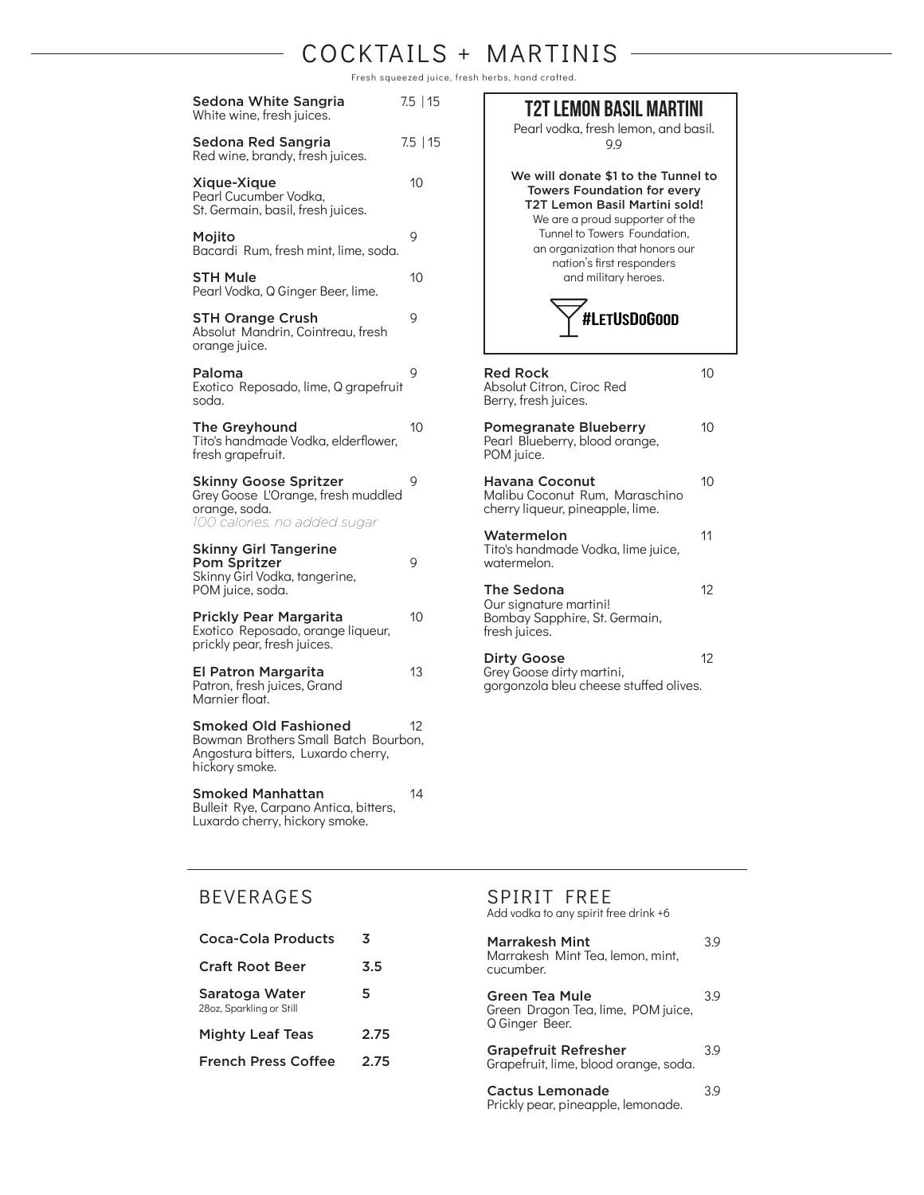# COCKTAILS + MARTINIS

Fresh squeezed juice, fresh herbs, hand crafted.

**Sedona White Sangria** 7.5 | 15
White wine, fresh juices.

**Sedona Red Sangria** 7.5 | 15
Red wine, brandy, fresh juices.

**Xique-Xique** 10
Pearl Cucumber Vodka, St. Germain, basil, fresh juices.

**Mojito** 9
Bacardi Rum, fresh mint, lime, soda.

**STH Mule** 10
Pearl Vodka, Q Ginger Beer, lime.

**STH Orange Crush** 9
Absolut Mandrin, Cointreau, fresh orange juice.

**Paloma** 9
Exotico Reposado, lime, Q grapefruit soda.

**The Greyhound** 10
Tito's handmade Vodka, elderflower, fresh grapefruit.

**Skinny Goose Spritzer** 9
Grey Goose L'Orange, fresh muddled orange, soda.
*100 calories, no added sugar*

**Skinny Girl Tangerine Pom Spritzer** 9
Skinny Girl Vodka, tangerine, POM juice, soda.

**Prickly Pear Margarita** 10
Exotico Reposado, orange liqueur, prickly pear, fresh juices.

**El Patron Margarita** 13
Patron, fresh juices, Grand Marnier float.

**Smoked Old Fashioned** 12
Bowman Brothers Small Batch Bourbon, Angostura bitters, Luxardo cherry, hickory smoke.

**Smoked Manhattan** 14
Bulleit Rye, Carpano Antica, bitters, Luxardo cherry, hickory smoke.

## T2T LEMON BASIL MARTINI

Pearl vodka, fresh lemon, and basil.
9.9

**We will donate $1 to the Tunnel to Towers Foundation for every T2T Lemon Basil Martini sold!**
We are a proud supporter of the Tunnel to Towers Foundation, an organization that honors our nation's first responders and military heroes.

**#LetUsDoGood**

**Red Rock** 10
Absolut Citron, Ciroc Red Berry, fresh juices.

**Pomegranate Blueberry** 10
Pearl Blueberry, blood orange, POM juice.

**Havana Coconut** 10
Malibu Coconut Rum, Maraschino cherry liqueur, pineapple, lime.

**Watermelon** 11
Tito's handmade Vodka, lime juice, watermelon.

**The Sedona** 12
Our signature martini!
Bombay Sapphire, St. Germain, fresh juices.

**Dirty Goose** 12
Grey Goose dirty martini, gorgonzola bleu cheese stuffed olives.

## BEVERAGES

| | |
|---|---|
| Coca-Cola Products | 3 |
| Craft Root Beer | 3.5 |
| Saratoga Water<br>28oz, Sparkling or Still | 5 |
| Mighty Leaf Teas | 2.75 |
| French Press Coffee | 2.75 |

## SPIRIT FREE

Add vodka to any spirit free drink +6

**Marrakesh Mint** 3.9
Marrakesh Mint Tea, lemon, mint, cucumber.

**Green Tea Mule** 3.9
Green Dragon Tea, lime, POM juice, Q Ginger Beer.

**Grapefruit Refresher** 3.9
Grapefruit, lime, blood orange, soda.

**Cactus Lemonade** 3.9
Prickly pear, pineapple, lemonade.